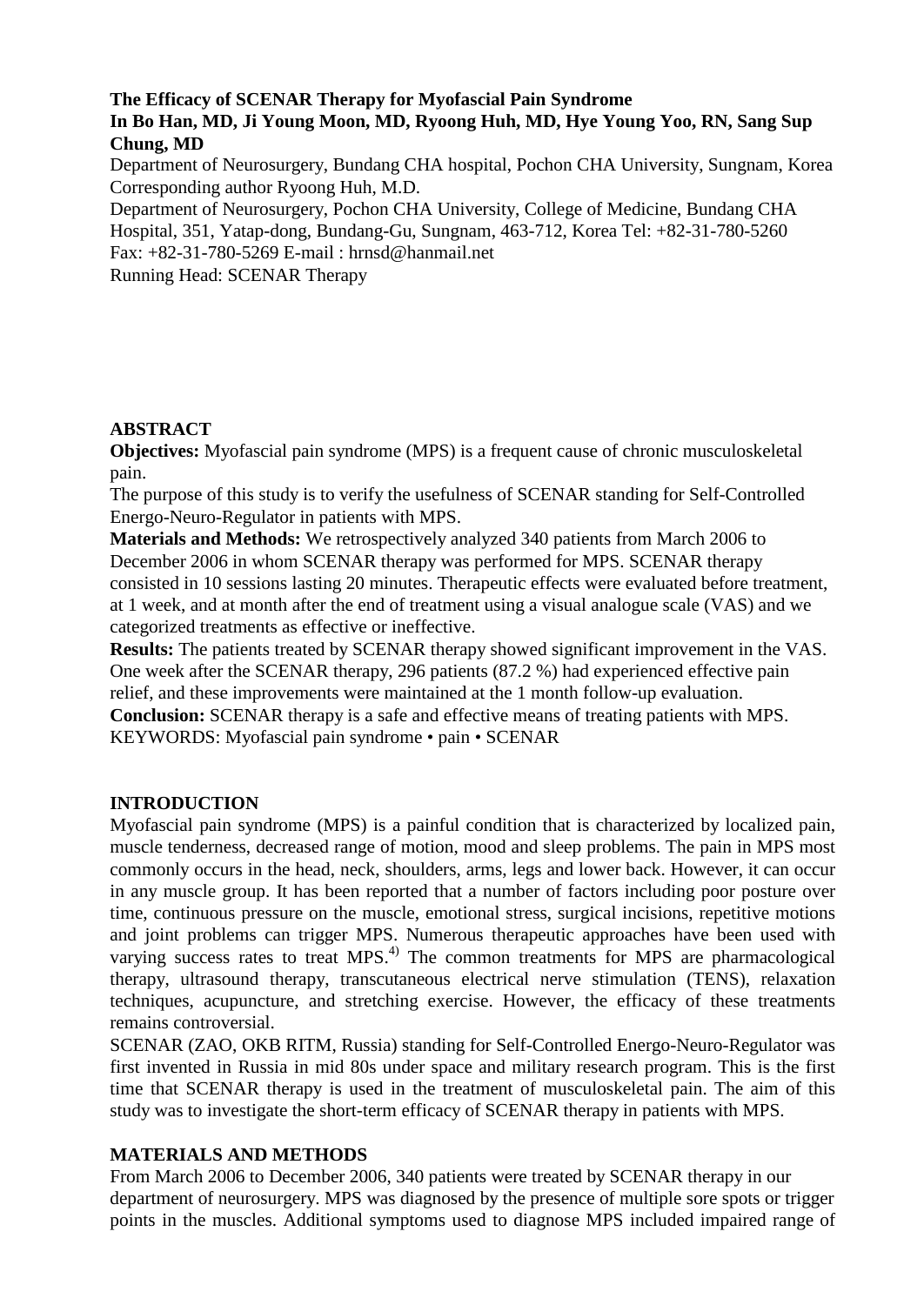# The Efficacy of SCENAR Therapy for Myofascial Pain Syndrome

**In Bo Han, MD, Ji Young Moon, MD, Ryoong Huh, MD, Hye Young Yoo, RN, Sang Sup Chung, MD**

Department of Neurosurgery, Bundang CHA hospital, Pochon CHA University, Sungnam, Korea

Corresponding author Ryoong Huh, M.D.

Department of Neurosurgery, Pochon CHA University, College of Medicine, Bundang CHA Hospital, 351, Yatap-dong, Bundang-Gu, Sungnam, 463-712, Korea Tel: +82-31-780-5260 Fax: +82-31-780-5269 E-mail : hrnsd@hanmail.net

Running Head: SCENAR Therapy

## ABSTRACT

**Objectives:** Myofascial pain syndrome (MPS) is a frequent cause of chronic musculoskeletal pain.

The purpose of this study is to verify the usefulness of SCENAR standing for Self-Controlled Energo-Neuro-Regulator in patients with MPS.

**Materials and Methods:** We retrospectively analyzed 340 patients from March 2006 to December 2006 in whom SCENAR therapy was performed for MPS. SCENAR therapy consisted in 10 sessions lasting 20 minutes. Therapeutic effects were evaluated before treatment, at 1 week, and at month after the end of treatment using a visual analogue scale (VAS) and we categorized treatments as effective or ineffective.

**Results:** The patients treated by SCENAR therapy showed significant improvement in the VAS. One week after the SCENAR therapy, 296 patients (87.2 %) had experienced effective pain relief, and these improvements were maintained at the 1 month follow-up evaluation.

**Conclusion:** SCENAR therapy is a safe and effective means of treating patients with MPS.

KEYWORDS: Myofascial pain syndrome • pain • SCENAR

## INTRODUCTION

Myofascial pain syndrome (MPS) is a painful condition that is characterized by localized pain, muscle tenderness, decreased range of motion, mood and sleep problems. The pain in MPS most commonly occurs in the head, neck, shoulders, arms, legs and lower back. However, it can occur in any muscle group. It has been reported that a number of factors including poor posture over time, continuous pressure on the muscle, emotional stress, surgical incisions, repetitive motions and joint problems can trigger MPS. Numerous therapeutic approaches have been used with varying success rates to treat MPS.[4] The common treatments for MPS are pharmacological therapy, ultrasound therapy, transcutaneous electrical nerve stimulation (TENS), relaxation techniques, acupuncture, and stretching exercise. However, the efficacy of these treatments remains controversial.

SCENAR (ZAO, OKB RITM, Russia) standing for Self-Controlled Energo-Neuro-Regulator was first invented in Russia in mid 80s under space and military research program. This is the first time that SCENAR therapy is used in the treatment of musculoskeletal pain. The aim of this study was to investigate the short-term efficacy of SCENAR therapy in patients with MPS.

## MATERIALS AND METHODS

From March 2006 to December 2006, 340 patients were treated by SCENAR therapy in our department of neurosurgery. MPS was diagnosed by the presence of multiple sore spots or trigger points in the muscles. Additional symptoms used to diagnose MPS included impaired range of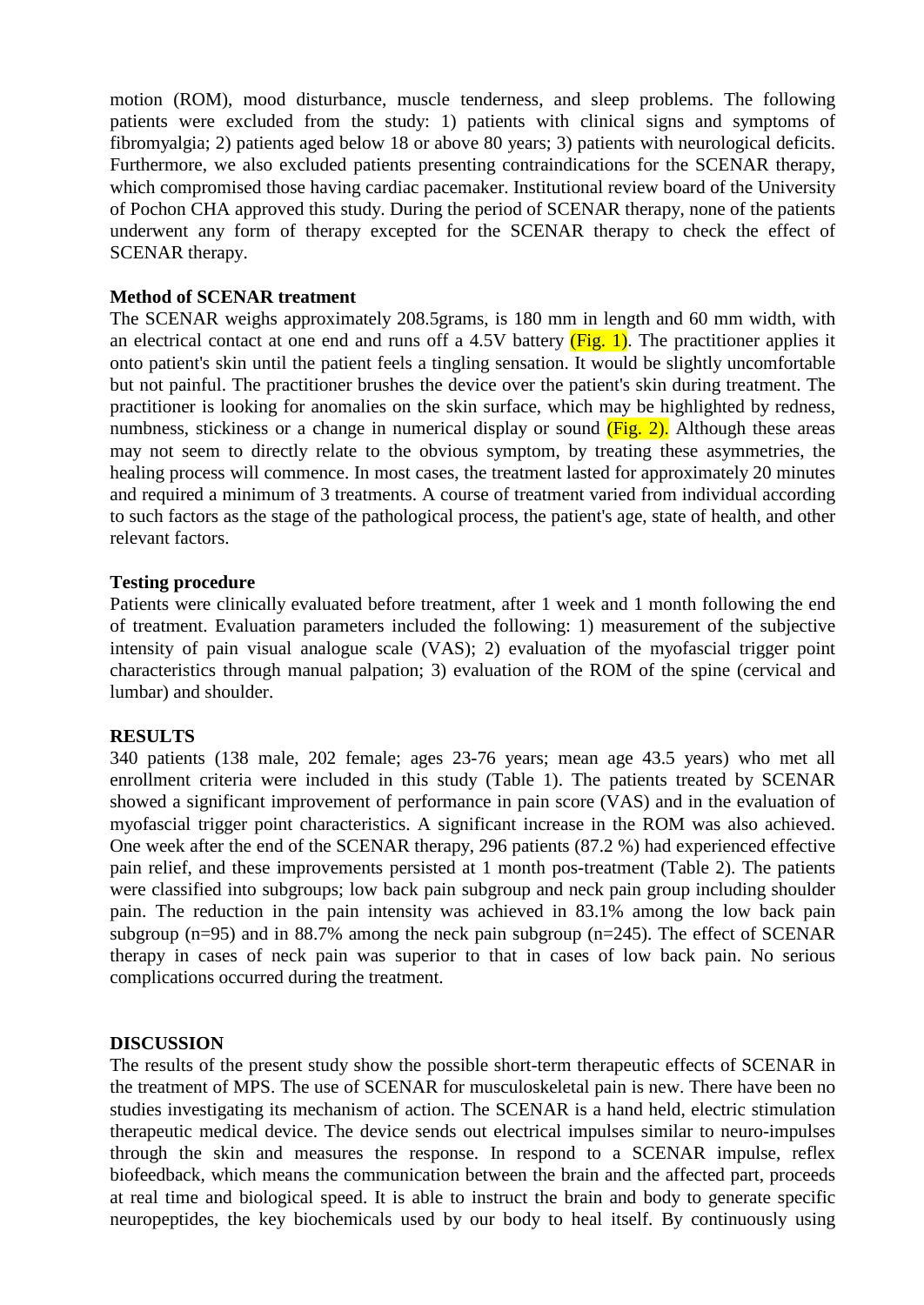motion (ROM), mood disturbance, muscle tenderness, and sleep problems. The following patients were excluded from the study: 1) patients with clinical signs and symptoms of fibromyalgia; 2) patients aged below 18 or above 80 years; 3) patients with neurological deficits. Furthermore, we also excluded patients presenting contraindications for the SCENAR therapy, which compromised those having cardiac pacemaker. Institutional review board of the University of Pochon CHA approved this study. During the period of SCENAR therapy, none of the patients underwent any form of therapy excepted for the SCENAR therapy to check the effect of SCENAR therapy.

**Method of SCENAR treatment**

The SCENAR weighs approximately 208.5grams, is 180 mm in length and 60 mm width, with an electrical contact at one end and runs off a 4.5V battery (Fig. 1). The practitioner applies it onto patient's skin until the patient feels a tingling sensation. It would be slightly uncomfortable but not painful. The practitioner brushes the device over the patient's skin during treatment. The practitioner is looking for anomalies on the skin surface, which may be highlighted by redness, numbness, stickiness or a change in numerical display or sound (Fig. 2). Although these areas may not seem to directly relate to the obvious symptom, by treating these asymmetries, the healing process will commence. In most cases, the treatment lasted for approximately 20 minutes and required a minimum of 3 treatments. A course of treatment varied from individual according to such factors as the stage of the pathological process, the patient's age, state of health, and other relevant factors.

**Testing procedure**

Patients were clinically evaluated before treatment, after 1 week and 1 month following the end of treatment. Evaluation parameters included the following: 1) measurement of the subjective intensity of pain visual analogue scale (VAS); 2) evaluation of the myofascial trigger point characteristics through manual palpation; 3) evaluation of the ROM of the spine (cervical and lumbar) and shoulder.

**RESULTS**

340 patients (138 male, 202 female; ages 23-76 years; mean age 43.5 years) who met all enrollment criteria were included in this study (Table 1). The patients treated by SCENAR showed a significant improvement of performance in pain score (VAS) and in the evaluation of myofascial trigger point characteristics. A significant increase in the ROM was also achieved. One week after the end of the SCENAR therapy, 296 patients (87.2 %) had experienced effective pain relief, and these improvements persisted at 1 month pos-treatment (Table 2). The patients were classified into subgroups; low back pain subgroup and neck pain group including shoulder pain. The reduction in the pain intensity was achieved in 83.1% among the low back pain subgroup (n=95) and in 88.7% among the neck pain subgroup (n=245). The effect of SCENAR therapy in cases of neck pain was superior to that in cases of low back pain. No serious complications occurred during the treatment.

**DISCUSSION**

The results of the present study show the possible short-term therapeutic effects of SCENAR in the treatment of MPS. The use of SCENAR for musculoskeletal pain is new. There have been no studies investigating its mechanism of action. The SCENAR is a hand held, electric stimulation therapeutic medical device. The device sends out electrical impulses similar to neuro-impulses through the skin and measures the response. In respond to a SCENAR impulse, reflex biofeedback, which means the communication between the brain and the affected part, proceeds at real time and biological speed. It is able to instruct the brain and body to generate specific neuropeptides, the key biochemicals used by our body to heal itself. By continuously using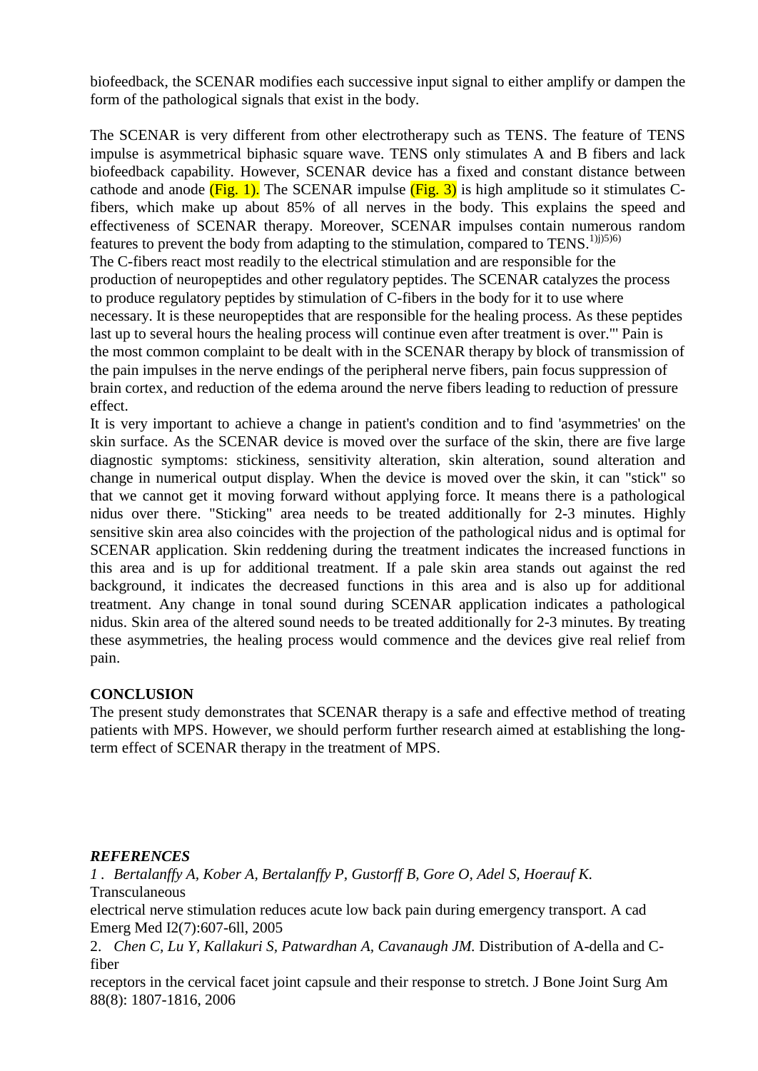biofeedback, the SCENAR modifies each successive input signal to either amplify or dampen the form of the pathological signals that exist in the body.

The SCENAR is very different from other electrotherapy such as TENS. The feature of TENS impulse is asymmetrical biphasic square wave. TENS only stimulates A and B fibers and lack biofeedback capability. However, SCENAR device has a fixed and constant distance between cathode and anode (Fig. 1). The SCENAR impulse (Fig. 3) is high amplitude so it stimulates C-fibers, which make up about 85% of all nerves in the body. This explains the speed and effectiveness of SCENAR therapy. Moreover, SCENAR impulses contain numerous random features to prevent the body from adapting to the stimulation, compared to TENS.[1)j)5)6)]
The C-fibers react most readily to the electrical stimulation and are responsible for the production of neuropeptides and other regulatory peptides. The SCENAR catalyzes the process to produce regulatory peptides by stimulation of C-fibers in the body for it to use where necessary. It is these neuropeptides that are responsible for the healing process. As these peptides last up to several hours the healing process will continue even after treatment is over."' Pain is the most common complaint to be dealt with in the SCENAR therapy by block of transmission of the pain impulses in the nerve endings of the peripheral nerve fibers, pain focus suppression of brain cortex, and reduction of the edema around the nerve fibers leading to reduction of pressure effect.
It is very important to achieve a change in patient's condition and to find 'asymmetries' on the skin surface. As the SCENAR device is moved over the surface of the skin, there are five large diagnostic symptoms: stickiness, sensitivity alteration, skin alteration, sound alteration and change in numerical output display. When the device is moved over the skin, it can "stick" so that we cannot get it moving forward without applying force. It means there is a pathological nidus over there. "Sticking" area needs to be treated additionally for 2-3 minutes. Highly sensitive skin area also coincides with the projection of the pathological nidus and is optimal for SCENAR application. Skin reddening during the treatment indicates the increased functions in this area and is up for additional treatment. If a pale skin area stands out against the red background, it indicates the decreased functions in this area and is also up for additional treatment. Any change in tonal sound during SCENAR application indicates a pathological nidus. Skin area of the altered sound needs to be treated additionally for 2-3 minutes. By treating these asymmetries, the healing process would commence and the devices give real relief from pain.

**CONCLUSION**

The present study demonstrates that SCENAR therapy is a safe and effective method of treating patients with MPS. However, we should perform further research aimed at establishing the long-term effect of SCENAR therapy in the treatment of MPS.

***REFERENCES***

1 . *Bertalanffy A, Kober A, Bertalanffy P, Gustorff B, Gore O, Adel S, Hoerauf K.* Transculaneous electrical nerve stimulation reduces acute low back pain during emergency transport. A cad Emerg Med I2(7):607-6ll, 2005

2. *Chen C, Lu Y, Kallakuri S, Patwardhan A, Cavanaugh JM.* Distribution of A-della and C-fiber receptors in the cervical facet joint capsule and their response to stretch. J Bone Joint Surg Am 88(8): 1807-1816, 2006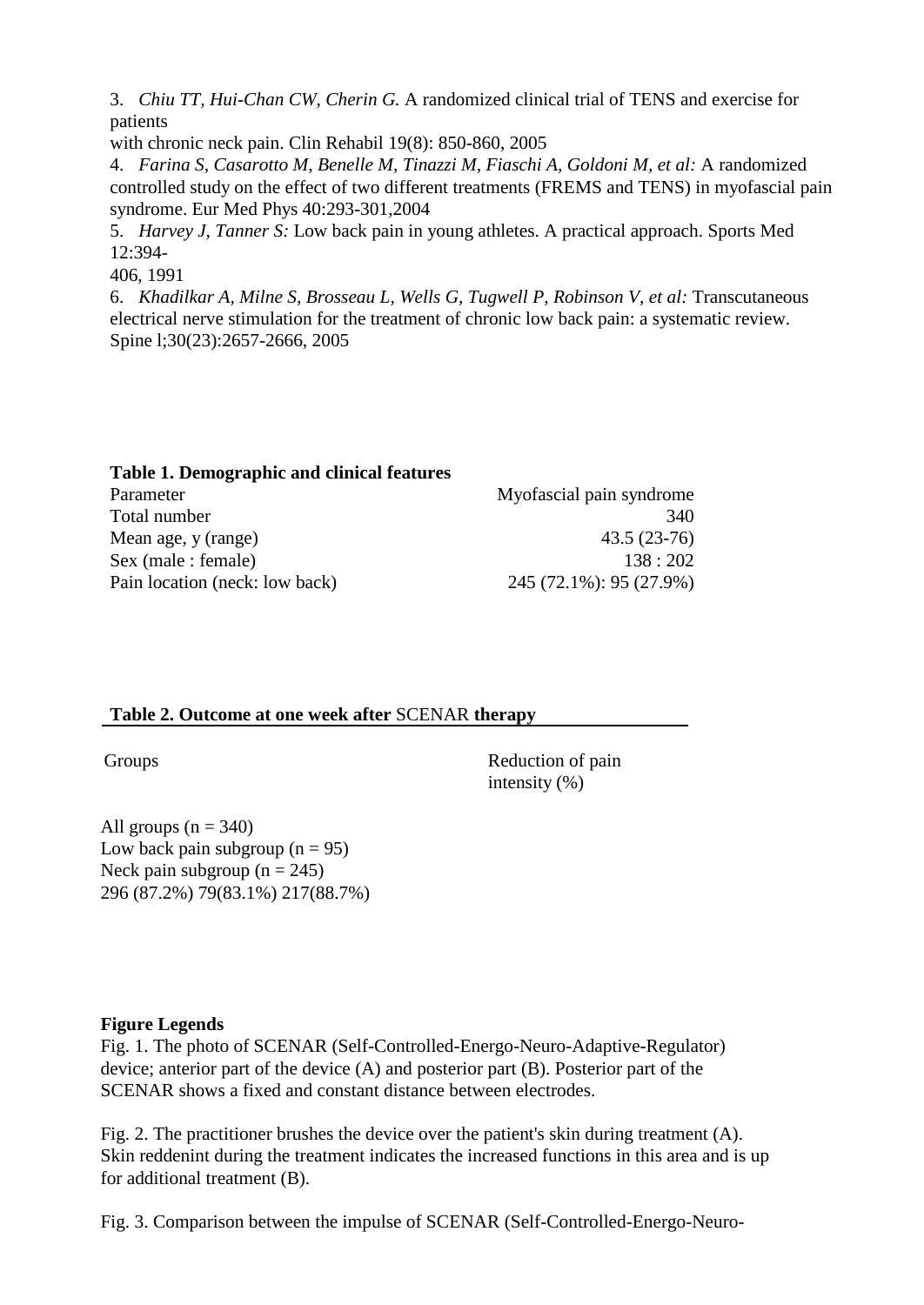3. *Chiu TT, Hui-Chan CW, Cherin G.* A randomized clinical trial of TENS and exercise for patients
with chronic neck pain. Clin Rehabil 19(8): 850-860, 2005
4. *Farina S, Casarotto M, Benelle M, Tinazzi M, Fiaschi A, Goldoni M, et al:* A randomized controlled study on the effect of two different treatments (FREMS and TENS) in myofascial pain syndrome. Eur Med Phys 40:293-301,2004
5. *Harvey J, Tanner S:* Low back pain in young athletes. A practical approach. Sports Med 12:394-
406, 1991
6. *Khadilkar A, Milne S, Brosseau L, Wells G, Tugwell P, Robinson V, et al:* Transcutaneous electrical nerve stimulation for the treatment of chronic low back pain: a systematic review. Spine l;30(23):2657-2666, 2005

**Table 1. Demographic and clinical features**

| Parameter | Myofascial pain syndrome |
|---|---|
| Total number | 340 |
| Mean age, y (range) | 43.5 (23-76) |
| Sex (male : female) | 138 : 202 |
| Pain location (neck: low back) | 245 (72.1%): 95 (27.9%) |

**Table 2. Outcome at one week after** SCENAR **therapy**

| Groups | Reduction of pain intensity (%) |
|---|---|
| All groups (n = 340) | 296 (87.2%) |
| Low back pain subgroup (n = 95) | 79(83.1%) |
| Neck pain subgroup (n = 245) | 217(88.7%) |

**Figure Legends**

Fig. 1. The photo of SCENAR (Self-Controlled-Energo-Neuro-Adaptive-Regulator) device; anterior part of the device (A) and posterior part (B). Posterior part of the SCENAR shows a fixed and constant distance between electrodes.

Fig. 2. The practitioner brushes the device over the patient's skin during treatment (A). Skin reddenint during the treatment indicates the increased functions in this area and is up for additional treatment (B).

Fig. 3. Comparison between the impulse of SCENAR (Self-Controlled-Energo-Neuro-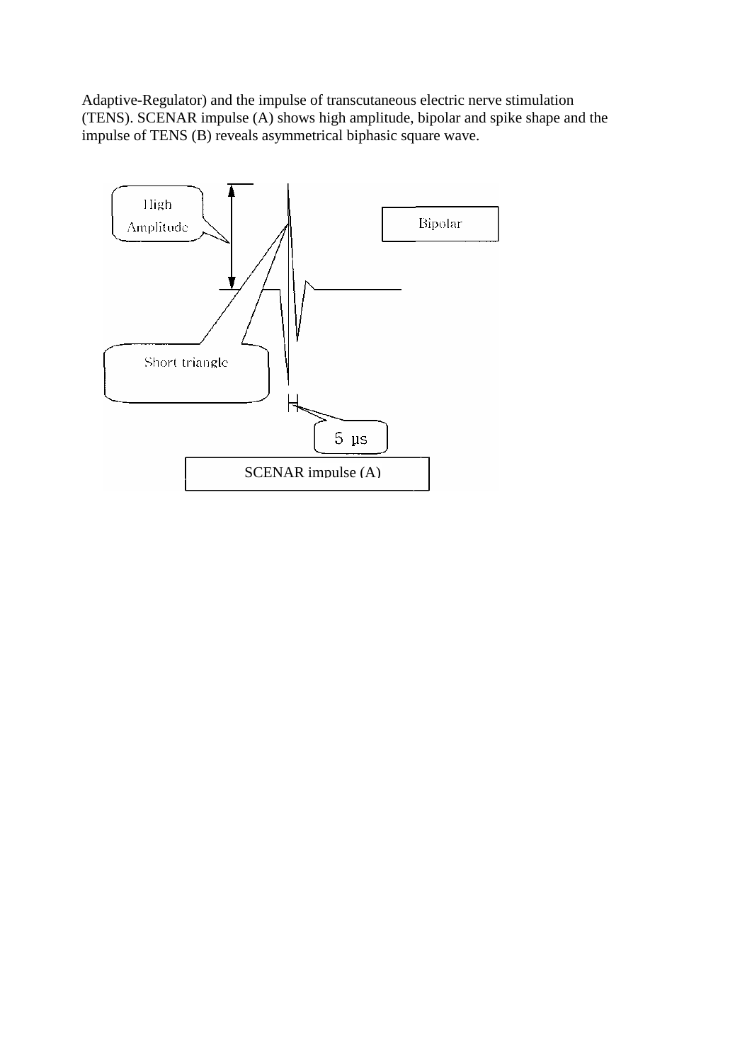Adaptive-Regulator) and the impulse of transcutaneous electric nerve stimulation (TENS). SCENAR impulse (A) shows high amplitude, bipolar and spike shape and the impulse of TENS (B) reveals asymmetrical biphasic square wave.

High Amplitude

Bipolar

Short triangle

5 μs

SCENAR impulse (A)